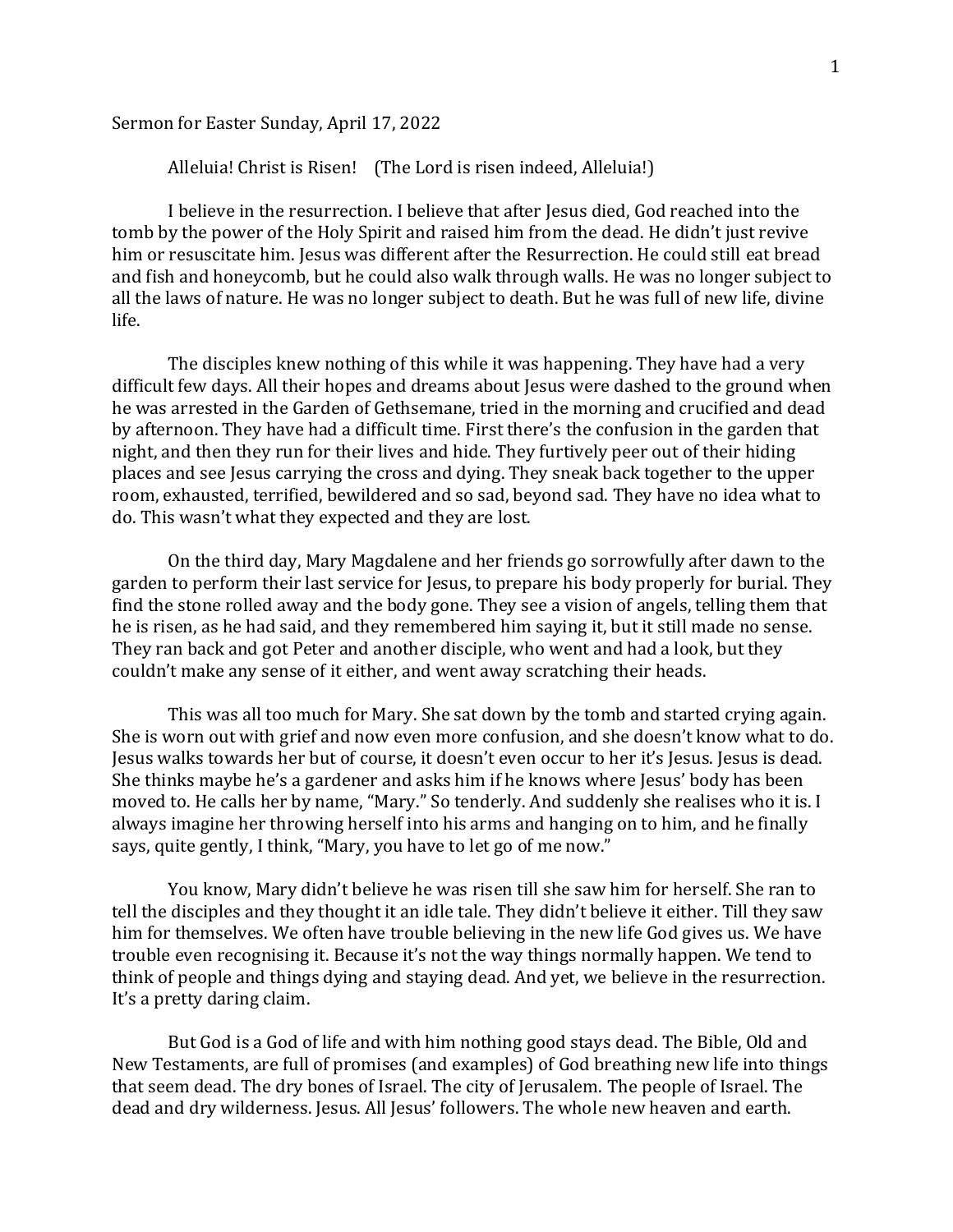Sermon for Easter Sunday, April 17, 2022

Alleluia! Christ is Risen!    (The Lord is risen indeed, Alleluia!)

I believe in the resurrection. I believe that after Jesus died, God reached into the tomb by the power of the Holy Spirit and raised him from the dead. He didn't just revive him or resuscitate him. Jesus was different after the Resurrection. He could still eat bread and fish and honeycomb, but he could also walk through walls. He was no longer subject to all the laws of nature. He was no longer subject to death. But he was full of new life, divine life.

The disciples knew nothing of this while it was happening. They have had a very difficult few days. All their hopes and dreams about Jesus were dashed to the ground when he was arrested in the Garden of Gethsemane, tried in the morning and crucified and dead by afternoon. They have had a difficult time. First there's the confusion in the garden that night, and then they run for their lives and hide. They furtively peer out of their hiding places and see Jesus carrying the cross and dying. They sneak back together to the upper room, exhausted, terrified, bewildered and so sad, beyond sad. They have no idea what to do. This wasn't what they expected and they are lost.

On the third day, Mary Magdalene and her friends go sorrowfully after dawn to the garden to perform their last service for Jesus, to prepare his body properly for burial. They find the stone rolled away and the body gone. They see a vision of angels, telling them that he is risen, as he had said, and they remembered him saying it, but it still made no sense. They ran back and got Peter and another disciple, who went and had a look, but they couldn't make any sense of it either, and went away scratching their heads.

This was all too much for Mary. She sat down by the tomb and started crying again. She is worn out with grief and now even more confusion, and she doesn't know what to do. Jesus walks towards her but of course, it doesn't even occur to her it's Jesus. Jesus is dead. She thinks maybe he's a gardener and asks him if he knows where Jesus' body has been moved to. He calls her by name, "Mary." So tenderly. And suddenly she realises who it is. I always imagine her throwing herself into his arms and hanging on to him, and he finally says, quite gently, I think, "Mary, you have to let go of me now."

You know, Mary didn't believe he was risen till she saw him for herself. She ran to tell the disciples and they thought it an idle tale. They didn't believe it either. Till they saw him for themselves. We often have trouble believing in the new life God gives us. We have trouble even recognising it. Because it's not the way things normally happen. We tend to think of people and things dying and staying dead. And yet, we believe in the resurrection. It's a pretty daring claim.

But God is a God of life and with him nothing good stays dead. The Bible, Old and New Testaments, are full of promises (and examples) of God breathing new life into things that seem dead. The dry bones of Israel. The city of Jerusalem. The people of Israel. The dead and dry wilderness. Jesus. All Jesus' followers. The whole new heaven and earth.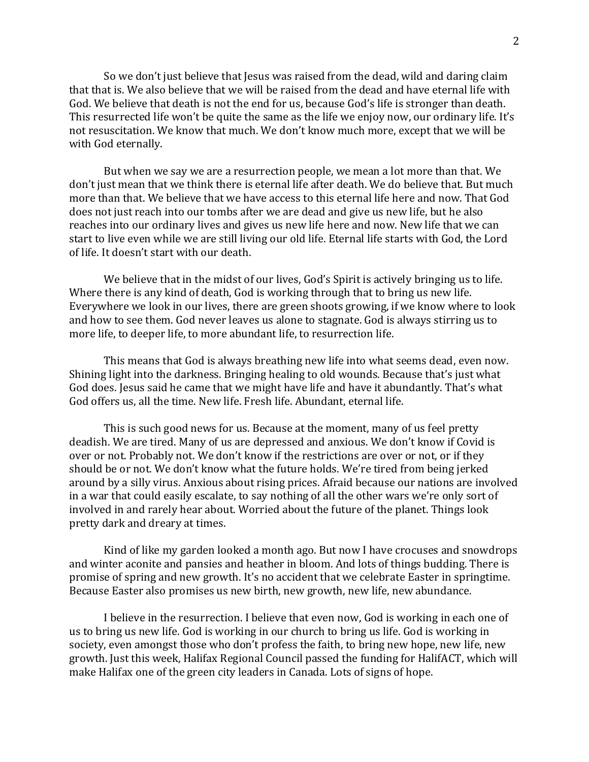So we don't just believe that Jesus was raised from the dead, wild and daring claim that that is. We also believe that we will be raised from the dead and have eternal life with God. We believe that death is not the end for us, because God's life is stronger than death. This resurrected life won't be quite the same as the life we enjoy now, our ordinary life. It's not resuscitation. We know that much. We don't know much more, except that we will be with God eternally.

But when we say we are a resurrection people, we mean a lot more than that. We don't just mean that we think there is eternal life after death. We do believe that. But much more than that. We believe that we have access to this eternal life here and now. That God does not just reach into our tombs after we are dead and give us new life, but he also reaches into our ordinary lives and gives us new life here and now. New life that we can start to live even while we are still living our old life. Eternal life starts with God, the Lord of life. It doesn't start with our death.

We believe that in the midst of our lives, God's Spirit is actively bringing us to life. Where there is any kind of death, God is working through that to bring us new life. Everywhere we look in our lives, there are green shoots growing, if we know where to look and how to see them. God never leaves us alone to stagnate. God is always stirring us to more life, to deeper life, to more abundant life, to resurrection life.

This means that God is always breathing new life into what seems dead, even now. Shining light into the darkness. Bringing healing to old wounds. Because that's just what God does. Jesus said he came that we might have life and have it abundantly. That's what God offers us, all the time. New life. Fresh life. Abundant, eternal life.

This is such good news for us. Because at the moment, many of us feel pretty deadish. We are tired. Many of us are depressed and anxious. We don't know if Covid is over or not. Probably not. We don't know if the restrictions are over or not, or if they should be or not. We don't know what the future holds. We're tired from being jerked around by a silly virus. Anxious about rising prices. Afraid because our nations are involved in a war that could easily escalate, to say nothing of all the other wars we're only sort of involved in and rarely hear about. Worried about the future of the planet. Things look pretty dark and dreary at times.

Kind of like my garden looked a month ago. But now I have crocuses and snowdrops and winter aconite and pansies and heather in bloom. And lots of things budding. There is promise of spring and new growth. It's no accident that we celebrate Easter in springtime. Because Easter also promises us new birth, new growth, new life, new abundance.

I believe in the resurrection. I believe that even now, God is working in each one of us to bring us new life. God is working in our church to bring us life. God is working in society, even amongst those who don't profess the faith, to bring new hope, new life, new growth. Just this week, Halifax Regional Council passed the funding for HalifACT, which will make Halifax one of the green city leaders in Canada. Lots of signs of hope.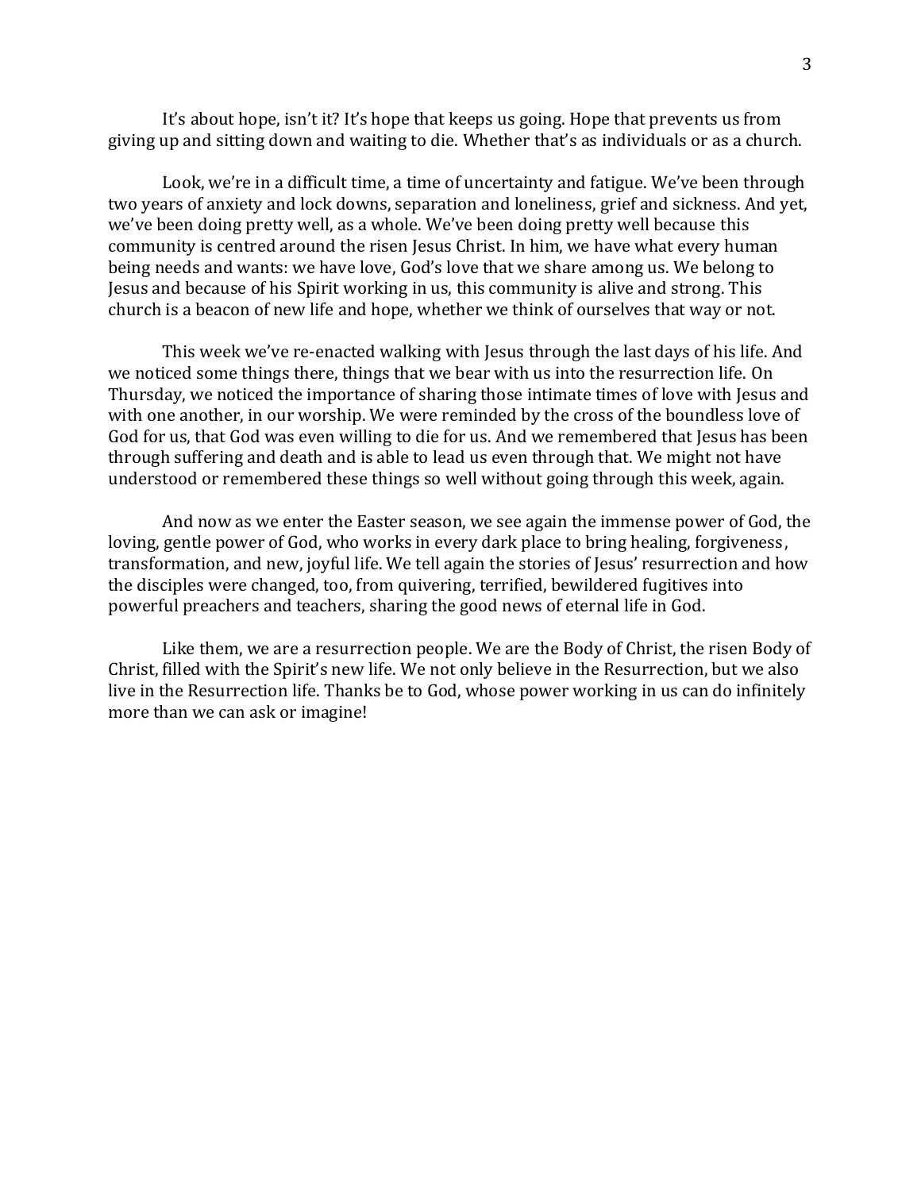It's about hope, isn't it? It's hope that keeps us going. Hope that prevents us from giving up and sitting down and waiting to die. Whether that's as individuals or as a church.

Look, we're in a difficult time, a time of uncertainty and fatigue. We've been through two years of anxiety and lock downs, separation and loneliness, grief and sickness. And yet, we've been doing pretty well, as a whole. We've been doing pretty well because this community is centred around the risen Jesus Christ. In him, we have what every human being needs and wants: we have love, God's love that we share among us. We belong to Jesus and because of his Spirit working in us, this community is alive and strong. This church is a beacon of new life and hope, whether we think of ourselves that way or not.

This week we've re-enacted walking with Jesus through the last days of his life. And we noticed some things there, things that we bear with us into the resurrection life. On Thursday, we noticed the importance of sharing those intimate times of love with Jesus and with one another, in our worship. We were reminded by the cross of the boundless love of God for us, that God was even willing to die for us. And we remembered that Jesus has been through suffering and death and is able to lead us even through that. We might not have understood or remembered these things so well without going through this week, again.

And now as we enter the Easter season, we see again the immense power of God, the loving, gentle power of God, who works in every dark place to bring healing, forgiveness, transformation, and new, joyful life. We tell again the stories of Jesus' resurrection and how the disciples were changed, too, from quivering, terrified, bewildered fugitives into powerful preachers and teachers, sharing the good news of eternal life in God.

Like them, we are a resurrection people. We are the Body of Christ, the risen Body of Christ, filled with the Spirit's new life. We not only believe in the Resurrection, but we also live in the Resurrection life. Thanks be to God, whose power working in us can do infinitely more than we can ask or imagine!